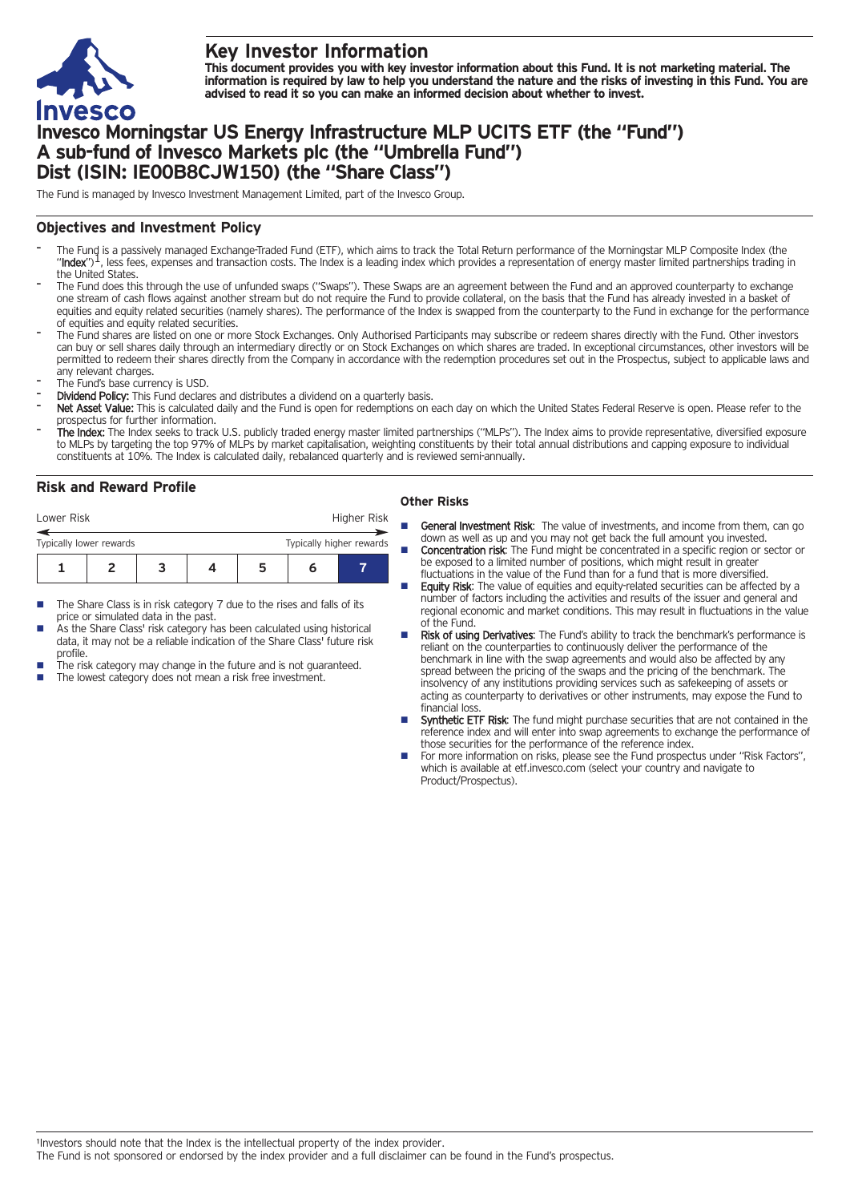# Key Investor Information

**This document provides you with key investor information about this Fund. It is not marketing material. The information is required by law to help you understand the nature and the risks of investing in this Fund. You are advised to read it so you can make an informed decision about whether to invest.**

# Invesco Morningstar US Energy Infrastructure MLP UCITS ETF (the "Fund")
# A sub-fund of Invesco Markets plc (the "Umbrella Fund")
# Dist (ISIN: IE00B8CJW150) (the "Share Class")

The Fund is managed by Invesco Investment Management Limited, part of the Invesco Group.

## Objectives and Investment Policy

- The Fund is a passively managed Exchange-Traded Fund (ETF), which aims to track the Total Return performance of the Morningstar MLP Composite Index (the "**Index**")[1], less fees, expenses and transaction costs. The Index is a leading index which provides a representation of energy master limited partnerships trading in the United States.
- The Fund does this through the use of unfunded swaps ("Swaps"). These Swaps are an agreement between the Fund and an approved counterparty to exchange one stream of cash flows against another stream but do not require the Fund to provide collateral, on the basis that the Fund has already invested in a basket of equities and equity related securities (namely shares). The performance of the Index is swapped from the counterparty to the Fund in exchange for the performance of equities and equity related securities.
- The Fund shares are listed on one or more Stock Exchanges. Only Authorised Participants may subscribe or redeem shares directly with the Fund. Other investors can buy or sell shares daily through an intermediary directly or on Stock Exchanges on which shares are traded. In exceptional circumstances, other investors will be permitted to redeem their shares directly from the Company in accordance with the redemption procedures set out in the Prospectus, subject to applicable laws and any relevant charges.
- The Fund's base currency is USD.
- **Dividend Policy:** This Fund declares and distributes a dividend on a quarterly basis.
- **Net Asset Value:** This is calculated daily and the Fund is open for redemptions on each day on which the United States Federal Reserve is open. Please refer to the prospectus for further information.
- **The Index:** The Index seeks to track U.S. publicly traded energy master limited partnerships ("MLPs"). The Index aims to provide representative, diversified exposure to MLPs by targeting the top 97% of MLPs by market capitalisation, weighting constituents by their total annual distributions and capping exposure to individual constituents at 10%. The Index is calculated daily, rebalanced quarterly and is reviewed semi-annually.

## Risk and Reward Profile

| Lower Risk | | | | | | Higher Risk |
|---|---|---|---|---|---|---|
| Typically lower rewards | | | | | | Typically higher rewards |
| 1 | 2 | 3 | 4 | 5 | 6 | **7** |

- The Share Class is in risk category 7 due to the rises and falls of its price or simulated data in the past.
- As the Share Class' risk category has been calculated using historical data, it may not be a reliable indication of the Share Class' future risk profile.
- The risk category may change in the future and is not guaranteed.
- The lowest category does not mean a risk free investment.

### Other Risks

- **General Investment Risk**: The value of investments, and income from them, can go down as well as up and you may not get back the full amount you invested.
- **Concentration risk**: The Fund might be concentrated in a specific region or sector or be exposed to a limited number of positions, which might result in greater fluctuations in the value of the Fund than for a fund that is more diversified.
- **Equity Risk**: The value of equities and equity-related securities can be affected by a number of factors including the activities and results of the issuer and general and regional economic and market conditions. This may result in fluctuations in the value of the Fund.
- **Risk of using Derivatives**: The Fund's ability to track the benchmark's performance is reliant on the counterparties to continuously deliver the performance of the benchmark in line with the swap agreements and would also be affected by any spread between the pricing of the swaps and the pricing of the benchmark. The insolvency of any institutions providing services such as safekeeping of assets or acting as counterparty to derivatives or other instruments, may expose the Fund to financial loss.
- **Synthetic ETF Risk**: The fund might purchase securities that are not contained in the reference index and will enter into swap agreements to exchange the performance of those securities for the performance of the reference index.
- For more information on risks, please see the Fund prospectus under "Risk Factors", which is available at etf.invesco.com (select your country and navigate to Product/Prospectus).

[1]Investors should note that the Index is the intellectual property of the index provider.
The Fund is not sponsored or endorsed by the index provider and a full disclaimer can be found in the Fund's prospectus.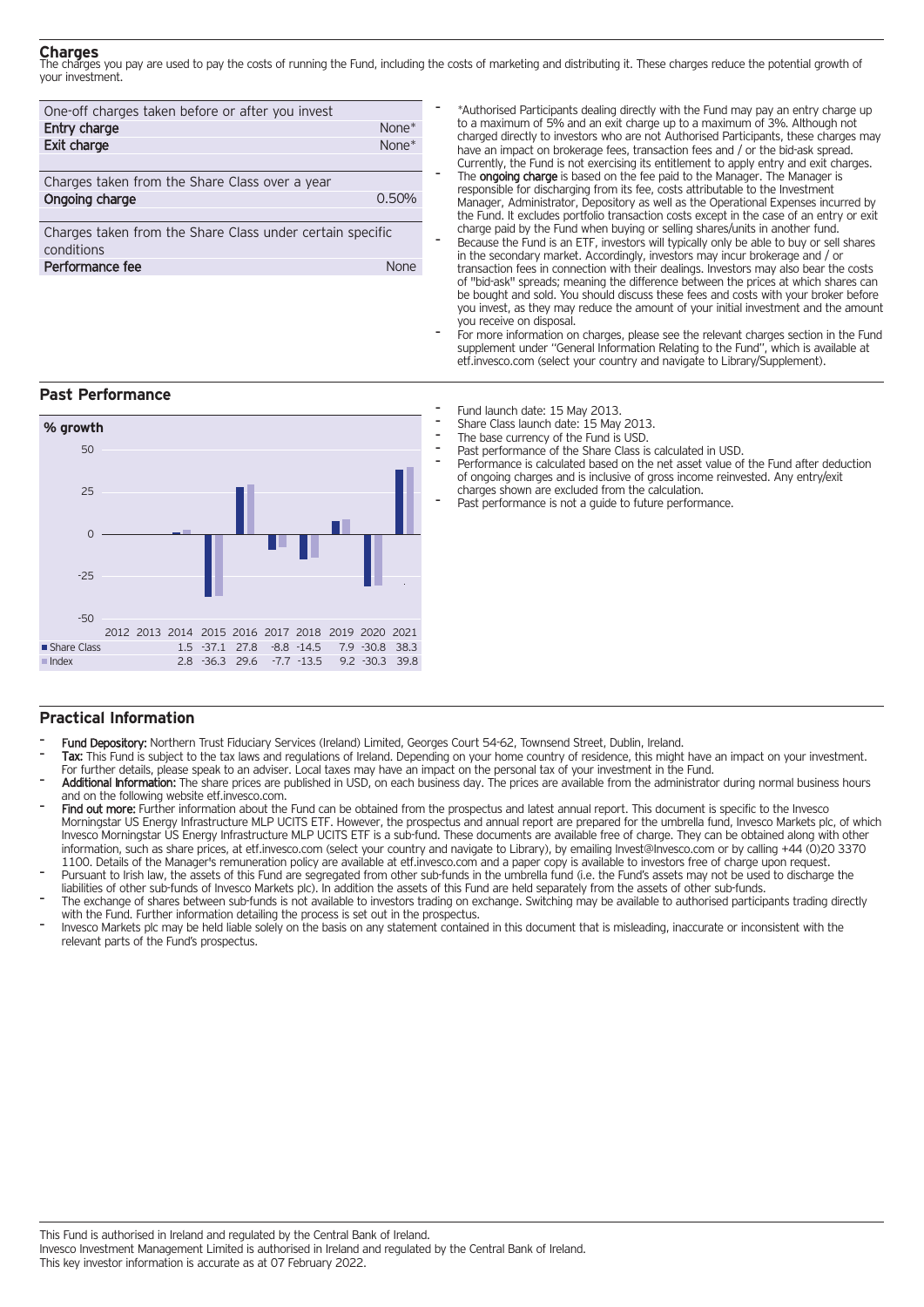## Charges

The charges you pay are used to pay the costs of running the Fund, including the costs of marketing and distributing it. These charges reduce the potential growth of your investment.

| One-off charges taken before or after you invest | |
|---|---|
| **Entry charge** | None* |
| **Exit charge** | None* |
| Charges taken from the Share Class over a year | |
| **Ongoing charge** | 0.50% |
| Charges taken from the Share Class under certain specific conditions | |
| **Performance fee** | None |

- *Authorised Participants dealing directly with the Fund may pay an entry charge up to a maximum of 5% and an exit charge up to a maximum of 3%. Although not charged directly to investors who are not Authorised Participants, these charges may have an impact on brokerage fees, transaction fees and / or the bid-ask spread. Currently, the Fund is not exercising its entitlement to apply entry and exit charges.
- The **ongoing charge** is based on the fee paid to the Manager. The Manager is responsible for discharging from its fee, costs attributable to the Investment Manager, Administrator, Depository as well as the Operational Expenses incurred by the Fund. It excludes portfolio transaction costs except in the case of an entry or exit charge paid by the Fund when buying or selling shares/units in another fund.
- Because the Fund is an ETF, investors will typically only be able to buy or sell shares in the secondary market. Accordingly, investors may incur brokerage and / or transaction fees in connection with their dealings. Investors may also bear the costs of "bid-ask" spreads; meaning the difference between the prices at which shares can be bought and sold. You should discuss these fees and costs with your broker before you invest, as they may reduce the amount of your initial investment and the amount you receive on disposal.
- For more information on charges, please see the relevant charges section in the Fund supplement under "General Information Relating to the Fund", which is available at etf.invesco.com (select your country and navigate to Library/Supplement).

## Past Performance

% growth

50
25
0
-25
-50

2012 2013 2014 2015 2016 2017 2018 2019 2020 2021

Share Class 1.5 -37.1 27.8 -8.8 -14.5 7.9 -30.8 38.3

Index 2.8 -36.3 29.6 -7.7 -13.5 9.2 -30.3 39.8

- Fund launch date: 15 May 2013.
- Share Class launch date: 15 May 2013.
- The base currency of the Fund is USD.
- Past performance of the Share Class is calculated in USD.
- Performance is calculated based on the net asset value of the Fund after deduction of ongoing charges and is inclusive of gross income reinvested. Any entry/exit charges shown are excluded from the calculation.
- Past performance is not a guide to future performance.

## Practical Information

- **Fund Depository:** Northern Trust Fiduciary Services (Ireland) Limited, Georges Court 54-62, Townsend Street, Dublin, Ireland.
- **Tax:** This Fund is subject to the tax laws and regulations of Ireland. Depending on your home country of residence, this might have an impact on your investment. For further details, please speak to an adviser. Local taxes may have an impact on the personal tax of your investment in the Fund.
- **Additional Information:** The share prices are published in USD, on each business day. The prices are available from the administrator during normal business hours and on the following website etf.invesco.com.
- **Find out more:** Further information about the Fund can be obtained from the prospectus and latest annual report. This document is specific to the Invesco Morningstar US Energy Infrastructure MLP UCITS ETF. However, the prospectus and annual report are prepared for the umbrella fund, Invesco Markets plc, of which Invesco Morningstar US Energy Infrastructure MLP UCITS ETF is a sub-fund. These documents are available free of charge. They can be obtained along with other information, such as share prices, at etf.invesco.com (select your country and navigate to Library), by emailing Invest@Invesco.com or by calling +44 (0)20 3370 1100. Details of the Manager's remuneration policy are available at etf.invesco.com and a paper copy is available to investors free of charge upon request.
- Pursuant to Irish law, the assets of this Fund are segregated from other sub-funds in the umbrella fund (i.e. the Fund's assets may not be used to discharge the liabilities of other sub-funds of Invesco Markets plc). In addition the assets of this Fund are held separately from the assets of other sub-funds.
- The exchange of shares between sub-funds is not available to investors trading on exchange. Switching may be available to authorised participants trading directly with the Fund. Further information detailing the process is set out in the prospectus.
- Invesco Markets plc may be held liable solely on the basis on any statement contained in this document that is misleading, inaccurate or inconsistent with the relevant parts of the Fund's prospectus.

This Fund is authorised in Ireland and regulated by the Central Bank of Ireland.
Invesco Investment Management Limited is authorised in Ireland and regulated by the Central Bank of Ireland.
This key investor information is accurate as at 07 February 2022.